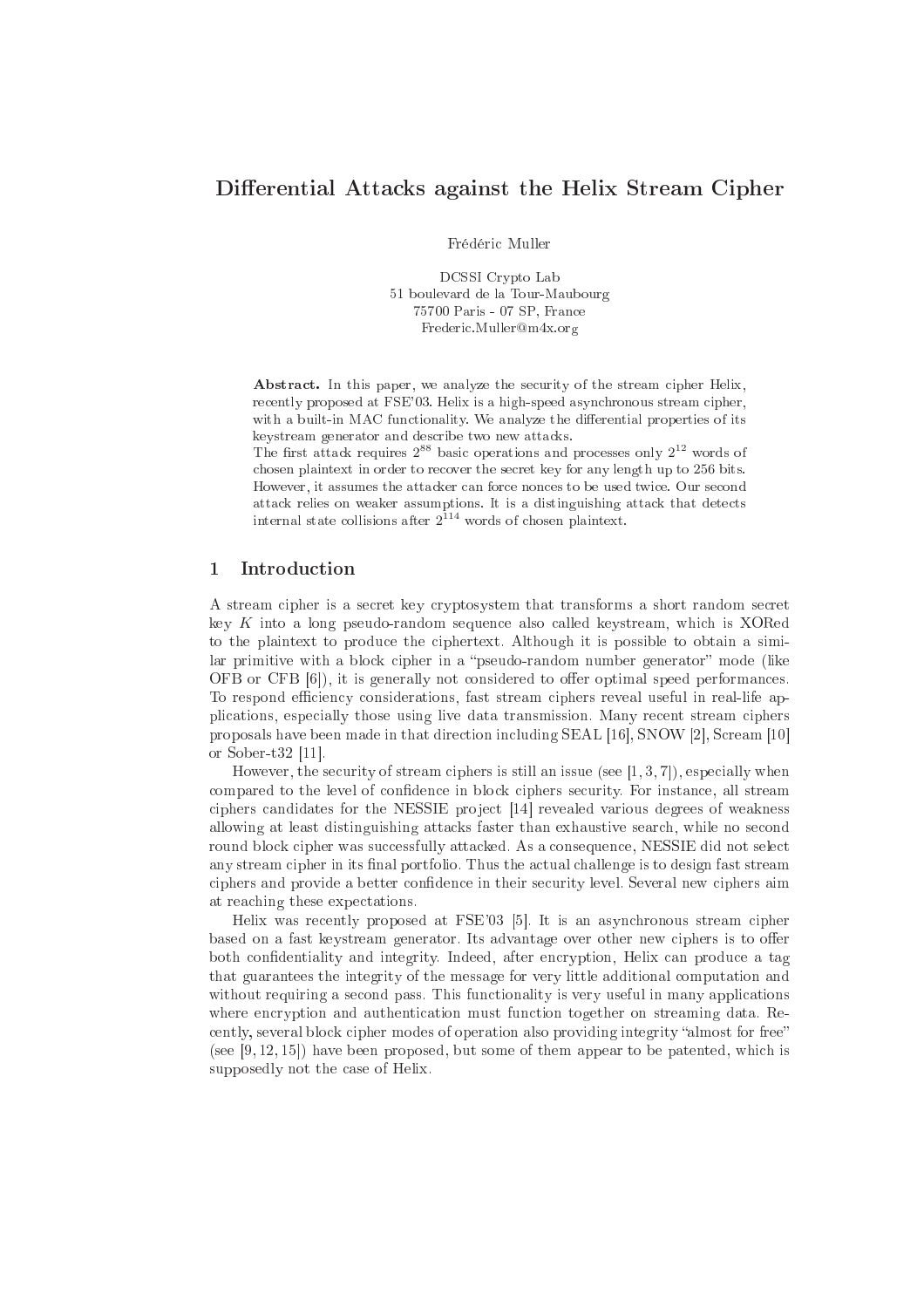# Differential Attacks against the Helix Stream Cipher

Frédéric Muller

DCSSI Crypto Lab
51 boulevard de la Tour-Maubourg
75700 Paris - 07 SP, France
Frederic.Muller@m4x.org

**Abstract.** In this paper, we analyze the security of the stream cipher Helix, recently proposed at FSE'03. Helix is a high-speed asynchronous stream cipher, with a built-in MAC functionality. We analyze the differential properties of its keystream generator and describe two new attacks.
The first attack requires $2^{88}$ basic operations and processes only $2^{12}$ words of chosen plaintext in order to recover the secret key for any length up to 256 bits. However, it assumes the attacker can force nonces to be used twice. Our second attack relies on weaker assumptions. It is a distinguishing attack that detects internal state collisions after $2^{114}$ words of chosen plaintext.

## 1 Introduction

A stream cipher is a secret key cryptosystem that transforms a short random secret key $K$ into a long pseudo-random sequence also called keystream, which is XORed to the plaintext to produce the ciphertext. Although it is possible to obtain a similar primitive with a block cipher in a "pseudo-random number generator" mode (like OFB or CFB [6]), it is generally not considered to offer optimal speed performances. To respond efficiency considerations, fast stream ciphers reveal useful in real-life applications, especially those using live data transmission. Many recent stream ciphers proposals have been made in that direction including SEAL [16], SNOW [2], Scream [10] or Sober-t32 [11].

However, the security of stream ciphers is still an issue (see [1, 3, 7]), especially when compared to the level of confidence in block ciphers security. For instance, all stream ciphers candidates for the NESSIE project [14] revealed various degrees of weakness allowing at least distinguishing attacks faster than exhaustive search, while no second round block cipher was successfully attacked. As a consequence, NESSIE did not select any stream cipher in its final portfolio. Thus the actual challenge is to design fast stream ciphers and provide a better confidence in their security level. Several new ciphers aim at reaching these expectations.

Helix was recently proposed at FSE'03 [5]. It is an asynchronous stream cipher based on a fast keystream generator. Its advantage over other new ciphers is to offer both confidentiality and integrity. Indeed, after encryption, Helix can produce a tag that guarantees the integrity of the message for very little additional computation and without requiring a second pass. This functionality is very useful in many applications where encryption and authentication must function together on streaming data. Recently, several block cipher modes of operation also providing integrity "almost for free" (see [9, 12, 15]) have been proposed, but some of them appear to be patented, which is supposedly not the case of Helix.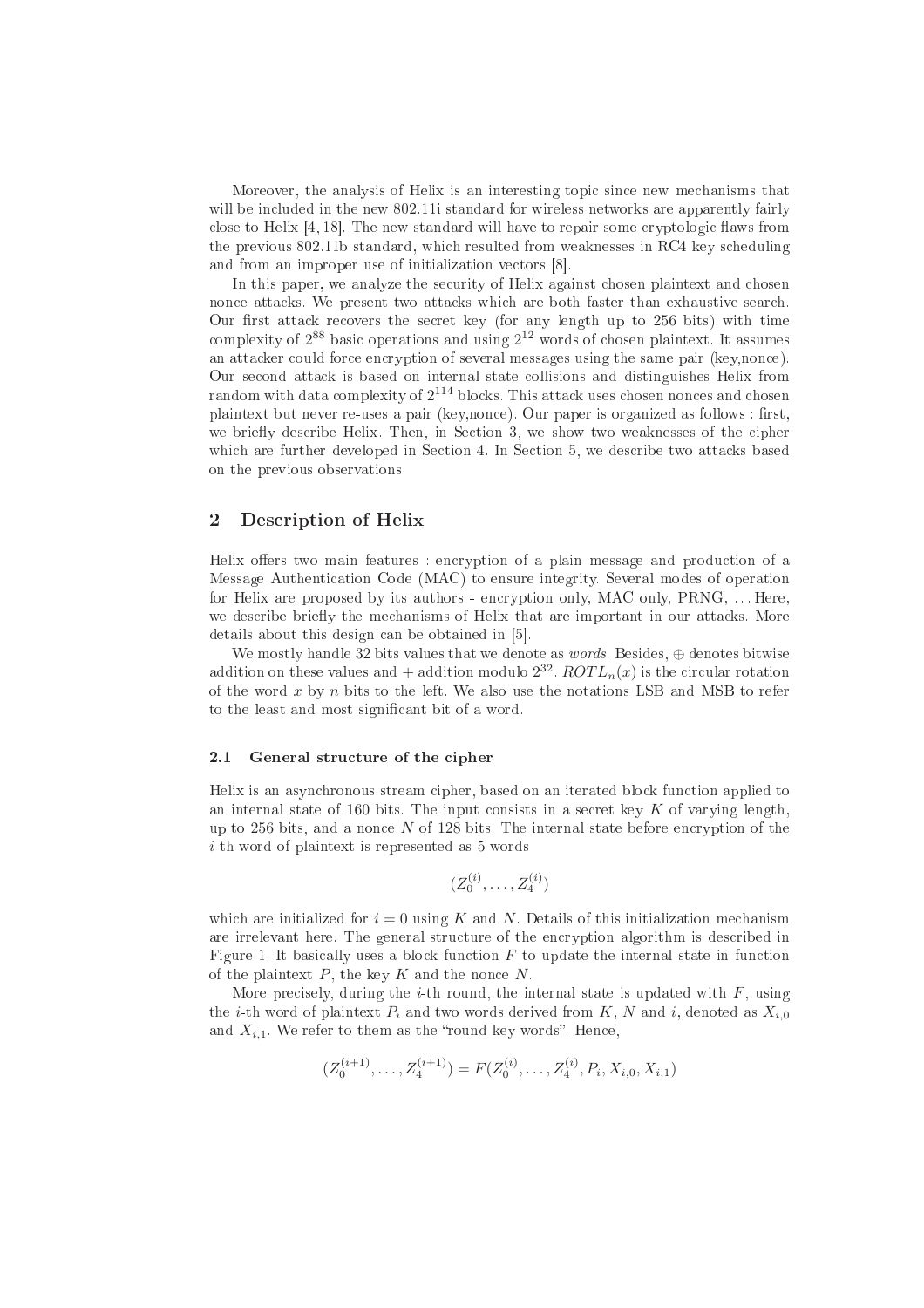Moreover, the analysis of Helix is an interesting topic since new mechanisms that will be included in the new 802.11i standard for wireless networks are apparently fairly close to Helix [4, 18]. The new standard will have to repair some cryptologic flaws from the previous 802.11b standard, which resulted from weaknesses in RC4 key scheduling and from an improper use of initialization vectors [8].

In this paper, we analyze the security of Helix against chosen plaintext and chosen nonce attacks. We present two attacks which are both faster than exhaustive search. Our first attack recovers the secret key (for any length up to 256 bits) with time complexity of $2^{88}$ basic operations and using $2^{12}$ words of chosen plaintext. It assumes an attacker could force encryption of several messages using the same pair (key,nonce). Our second attack is based on internal state collisions and distinguishes Helix from random with data complexity of $2^{114}$ blocks. This attack uses chosen nonces and chosen plaintext but never re-uses a pair (key,nonce). Our paper is organized as follows : first, we briefly describe Helix. Then, in Section 3, we show two weaknesses of the cipher which are further developed in Section 4. In Section 5, we describe two attacks based on the previous observations.

## 2 Description of Helix

Helix offers two main features : encryption of a plain message and production of a Message Authentication Code (MAC) to ensure integrity. Several modes of operation for Helix are proposed by its authors - encryption only, MAC only, PRNG, ... Here, we describe briefly the mechanisms of Helix that are important in our attacks. More details about this design can be obtained in [5].

We mostly handle 32 bits values that we denote as *words*. Besides, $\oplus$ denotes bitwise addition on these values and $+$ addition modulo $2^{32}$. $ROTL_n(x)$ is the circular rotation of the word $x$ by $n$ bits to the left. We also use the notations LSB and MSB to refer to the least and most significant bit of a word.

### 2.1 General structure of the cipher

Helix is an asynchronous stream cipher, based on an iterated block function applied to an internal state of 160 bits. The input consists in a secret key $K$ of varying length, up to 256 bits, and a nonce $N$ of 128 bits. The internal state before encryption of the $i$-th word of plaintext is represented as 5 words

$$(Z_0^{(i)}, \ldots, Z_4^{(i)})$$

which are initialized for $i = 0$ using $K$ and $N$. Details of this initialization mechanism are irrelevant here. The general structure of the encryption algorithm is described in Figure 1. It basically uses a block function $F$ to update the internal state in function of the plaintext $P$, the key $K$ and the nonce $N$.

More precisely, during the $i$-th round, the internal state is updated with $F$, using the $i$-th word of plaintext $P_i$ and two words derived from $K$, $N$ and $i$, denoted as $X_{i,0}$ and $X_{i,1}$. We refer to them as the "round key words". Hence,

$$(Z_0^{(i+1)}, \ldots, Z_4^{(i+1)}) = F(Z_0^{(i)}, \ldots, Z_4^{(i)}, P_i, X_{i,0}, X_{i,1})$$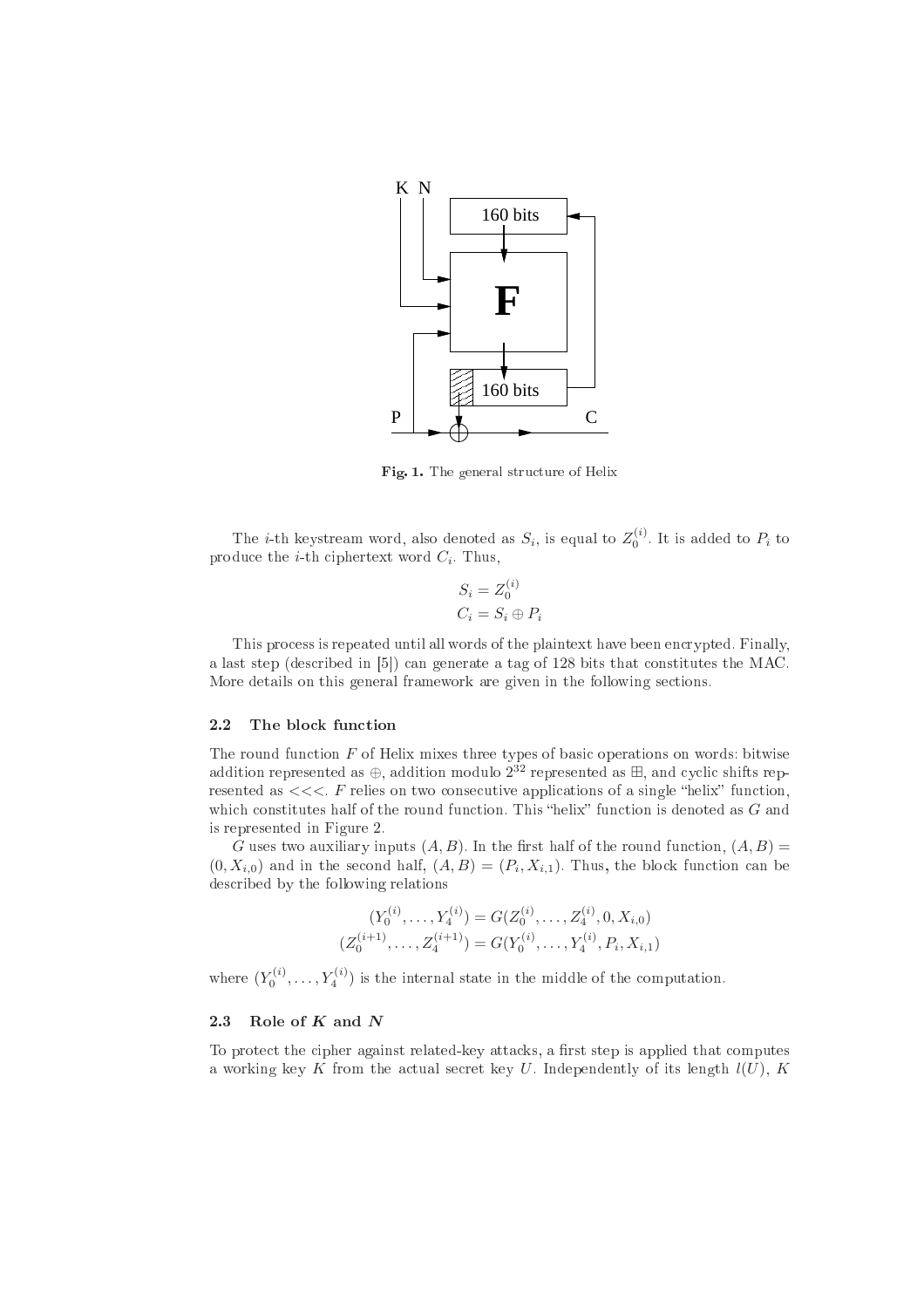**Fig. 1.** The general structure of Helix

The $i$-th keystream word, also denoted as $S_i$, is equal to $Z_0^{(i)}$. It is added to $P_i$ to produce the $i$-th ciphertext word $C_i$. Thus,

$$S_i = Z_0^{(i)}$$
$$C_i = S_i \oplus P_i$$

This process is repeated until all words of the plaintext have been encrypted. Finally, a last step (described in [5]) can generate a tag of 128 bits that constitutes the MAC. More details on this general framework are given in the following sections.

### 2.2 The block function

The round function $F$ of Helix mixes three types of basic operations on words: bitwise addition represented as $\oplus$, addition modulo $2^{32}$ represented as $\boxplus$, and cyclic shifts represented as $<<<$. $F$ relies on two consecutive applications of a single "helix" function, which constitutes half of the round function. This "helix" function is denoted as $G$ and is represented in Figure 2.

$G$ uses two auxiliary inputs $(A, B)$. In the first half of the round function, $(A, B) = (0, X_{i,0})$ and in the second half, $(A, B) = (P_i, X_{i,1})$. Thus, the block function can be described by the following relations

$$(Y_0^{(i)}, \ldots, Y_4^{(i)}) = G(Z_0^{(i)}, \ldots, Z_4^{(i)}, 0, X_{i,0})$$
$$(Z_0^{(i+1)}, \ldots, Z_4^{(i+1)}) = G(Y_0^{(i)}, \ldots, Y_4^{(i)}, P_i, X_{i,1})$$

where $(Y_0^{(i)}, \ldots, Y_4^{(i)})$ is the internal state in the middle of the computation.

### 2.3 Role of $K$ and $N$

To protect the cipher against related-key attacks, a first step is applied that computes a working key $K$ from the actual secret key $U$. Independently of its length $l(U)$, $K$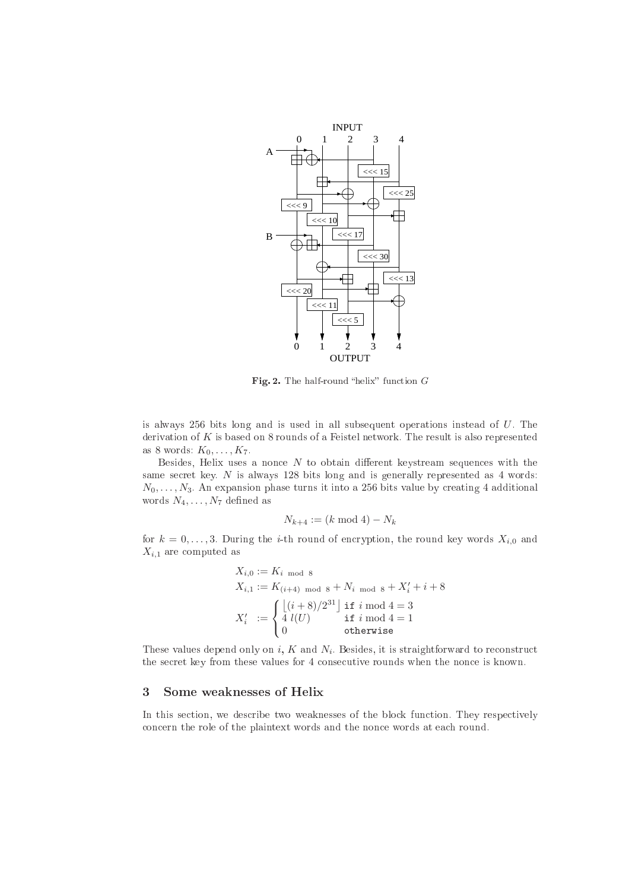Fig. 2. The half-round "helix" function $G$

is always 256 bits long and is used in all subsequent operations instead of $U$. The derivation of $K$ is based on 8 rounds of a Feistel network. The result is also represented as 8 words: $K_0, \ldots, K_7$.

Besides, Helix uses a nonce $N$ to obtain different keystream sequences with the same secret key. $N$ is always 128 bits long and is generally represented as 4 words: $N_0, \ldots, N_3$. An expansion phase turns it into a 256 bits value by creating 4 additional words $N_4, \ldots, N_7$ defined as

$$N_{k+4} := (k \bmod 4) - N_k$$

for $k = 0, \ldots, 3$. During the $i$-th round of encryption, the round key words $X_{i,0}$ and $X_{i,1}$ are computed as

$$
\begin{aligned}
X_{i,0} &:= K_{i \bmod 8} \\
X_{i,1} &:= K_{(i+4) \bmod 8} + N_{i \bmod 8} + X'_i + i + 8 \\
X'_i &:= \begin{cases} \lfloor (i+8)/2^{31} \rfloor & \texttt{if } i \bmod 4 = 3 \\ 4\, l(U) & \texttt{if } i \bmod 4 = 1 \\ 0 & \texttt{otherwise} \end{cases}
\end{aligned}
$$

These values depend only on $i$, $K$ and $N_i$. Besides, it is straightforward to reconstruct the secret key from these values for 4 consecutive rounds when the nonce is known.

## 3 Some weaknesses of Helix

In this section, we describe two weaknesses of the block function. They respectively concern the role of the plaintext words and the nonce words at each round.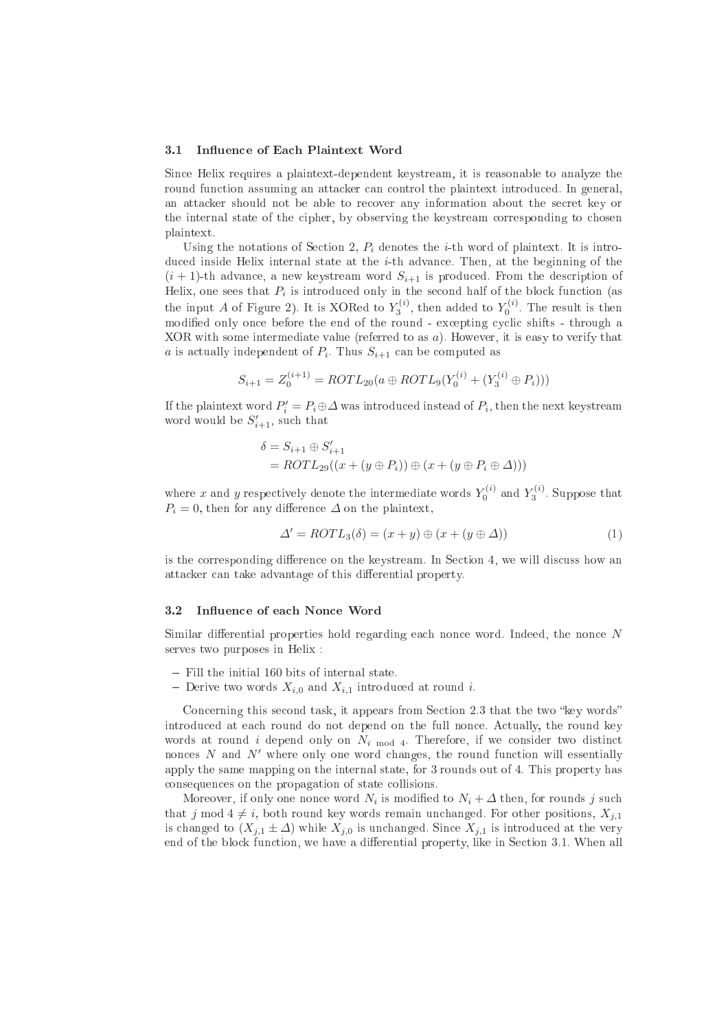### 3.1 Influence of Each Plaintext Word

Since Helix requires a plaintext-dependent keystream, it is reasonable to analyze the round function assuming an attacker can control the plaintext introduced. In general, an attacker should not be able to recover any information about the secret key or the internal state of the cipher, by observing the keystream corresponding to chosen plaintext.

Using the notations of Section 2, $P_i$ denotes the $i$-th word of plaintext. It is introduced inside Helix internal state at the $i$-th advance. Then, at the beginning of the $(i+1)$-th advance, a new keystream word $S_{i+1}$ is produced. From the description of Helix, one sees that $P_i$ is introduced only in the second half of the block function (as the input $A$ of Figure 2). It is XORed to $Y_3^{(i)}$, then added to $Y_0^{(i)}$. The result is then modified only once before the end of the round - excepting cyclic shifts - through a XOR with some intermediate value (referred to as $a$). However, it is easy to verify that $a$ is actually independent of $P_i$. Thus $S_{i+1}$ can be computed as

$$S_{i+1} = Z_0^{(i+1)} = ROTL_{20}(a \oplus ROTL_9(Y_0^{(i)} + (Y_3^{(i)} \oplus P_i)))$$

If the plaintext word $P_i' = P_i \oplus \Delta$ was introduced instead of $P_i$, then the next keystream word would be $S_{i+1}'$, such that

$$\begin{aligned}\delta &= S_{i+1} \oplus S_{i+1}' \\ &= ROTL_{29}((x + (y \oplus P_i)) \oplus (x + (y \oplus P_i \oplus \Delta)))\end{aligned}$$

where $x$ and $y$ respectively denote the intermediate words $Y_0^{(i)}$ and $Y_3^{(i)}$. Suppose that $P_i = 0$, then for any difference $\Delta$ on the plaintext,

$$\Delta' = ROTL_3(\delta) = (x + y) \oplus (x + (y \oplus \Delta)) \tag{1}$$

is the corresponding difference on the keystream. In Section 4, we will discuss how an attacker can take advantage of this differential property.

### 3.2 Influence of each Nonce Word

Similar differential properties hold regarding each nonce word. Indeed, the nonce $N$ serves two purposes in Helix :

- Fill the initial 160 bits of internal state.
- Derive two words $X_{i,0}$ and $X_{i,1}$ introduced at round $i$.

Concerning this second task, it appears from Section 2.3 that the two "key words" introduced at each round do not depend on the full nonce. Actually, the round key words at round $i$ depend only on $N_{i \bmod 4}$. Therefore, if we consider two distinct nonces $N$ and $N'$ where only one word changes, the round function will essentially apply the same mapping on the internal state, for 3 rounds out of 4. This property has consequences on the propagation of state collisions.

Moreover, if only one nonce word $N_i$ is modified to $N_i + \Delta$ then, for rounds $j$ such that $j \bmod 4 \neq i$, both round key words remain unchanged. For other positions, $X_{j,1}$ is changed to $(X_{j,1} \pm \Delta)$ while $X_{j,0}$ is unchanged. Since $X_{j,1}$ is introduced at the very end of the block function, we have a differential property, like in Section 3.1. When all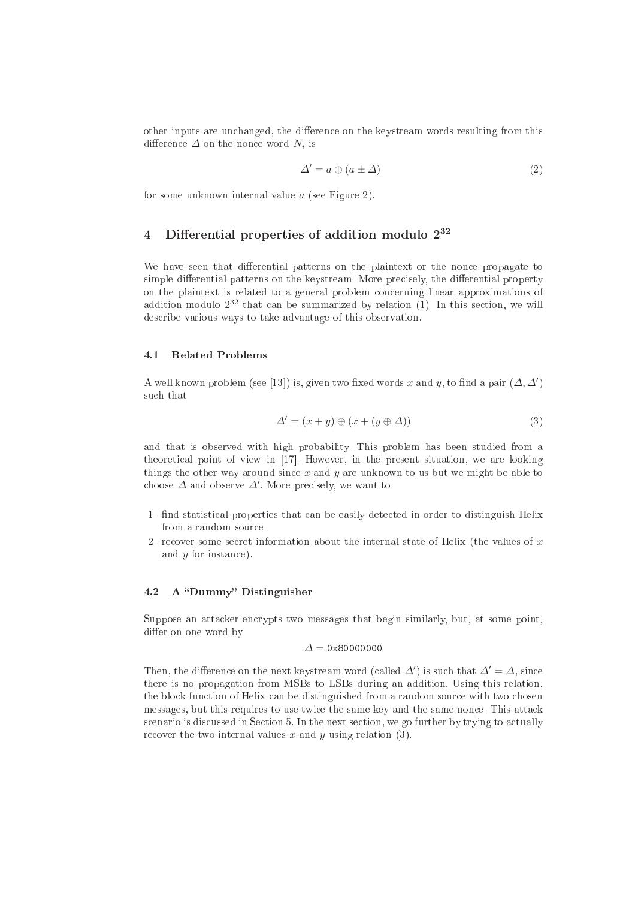other inputs are unchanged, the difference on the keystream words resulting from this difference $\Delta$ on the nonce word $N_i$ is

$$\Delta' = a \oplus (a \pm \Delta) \tag{2}$$

for some unknown internal value $a$ (see Figure 2).

## 4 Differential properties of addition modulo $2^{32}$

We have seen that differential patterns on the plaintext or the nonce propagate to simple differential patterns on the keystream. More precisely, the differential property on the plaintext is related to a general problem concerning linear approximations of addition modulo $2^{32}$ that can be summarized by relation (1). In this section, we will describe various ways to take advantage of this observation.

### 4.1 Related Problems

A well known problem (see [13]) is, given two fixed words $x$ and $y$, to find a pair $(\Delta, \Delta')$ such that

$$\Delta' = (x + y) \oplus (x + (y \oplus \Delta)) \tag{3}$$

and that is observed with high probability. This problem has been studied from a theoretical point of view in [17]. However, in the present situation, we are looking things the other way around since $x$ and $y$ are unknown to us but we might be able to choose $\Delta$ and observe $\Delta'$. More precisely, we want to

1. find statistical properties that can be easily detected in order to distinguish Helix from a random source.
2. recover some secret information about the internal state of Helix (the values of $x$ and $y$ for instance).

### 4.2 A "Dummy" Distinguisher

Suppose an attacker encrypts two messages that begin similarly, but, at some point, differ on one word by

$$\Delta = \texttt{0x80000000}$$

Then, the difference on the next keystream word (called $\Delta'$) is such that $\Delta' = \Delta$, since there is no propagation from MSBs to LSBs during an addition. Using this relation, the block function of Helix can be distinguished from a random source with two chosen messages, but this requires to use twice the same key and the same nonce. This attack scenario is discussed in Section 5. In the next section, we go further by trying to actually recover the two internal values $x$ and $y$ using relation (3).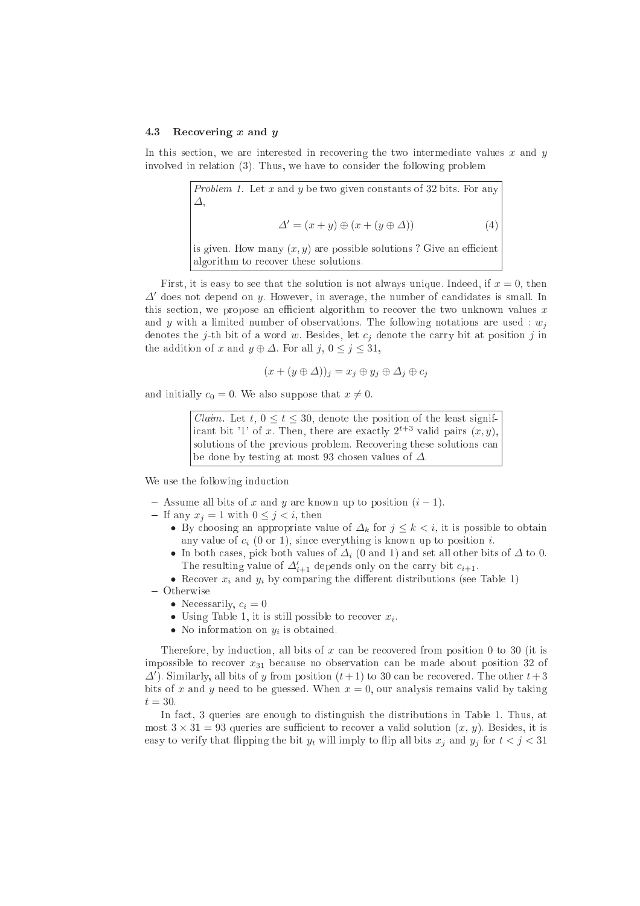### 4.3 Recovering $x$ and $y$

In this section, we are interested in recovering the two intermediate values $x$ and $y$ involved in relation (3). Thus, we have to consider the following problem

> *Problem 1.* Let $x$ and $y$ be two given constants of 32 bits. For any $\Delta$,
>
> $$\Delta' = (x + y) \oplus (x + (y \oplus \Delta)) \tag{4}$$
>
> is given. How many $(x, y)$ are possible solutions ? Give an efficient algorithm to recover these solutions.

First, it is easy to see that the solution is not always unique. Indeed, if $x = 0$, then $\Delta'$ does not depend on $y$. However, in average, the number of candidates is small. In this section, we propose an efficient algorithm to recover the two unknown values $x$ and $y$ with a limited number of observations. The following notations are used : $w_j$ denotes the $j$-th bit of a word $w$. Besides, let $c_j$ denote the carry bit at position $j$ in the addition of $x$ and $y \oplus \Delta$. For all $j$, $0 \leq j \leq 31$,

$$(x + (y \oplus \Delta))_j = x_j \oplus y_j \oplus \Delta_j \oplus c_j$$

and initially $c_0 = 0$. We also suppose that $x \neq 0$.

> *Claim.* Let $t$, $0 \leq t \leq 30$, denote the position of the least significant bit '1' of $x$. Then, there are exactly $2^{t+3}$ valid pairs $(x, y)$, solutions of the previous problem. Recovering these solutions can be done by testing at most 93 chosen values of $\Delta$.

We use the following induction

- Assume all bits of $x$ and $y$ are known up to position $(i - 1)$.
- If any $x_j = 1$ with $0 \leq j < i$, then
  - By choosing an appropriate value of $\Delta_k$ for $j \leq k < i$, it is possible to obtain any value of $c_i$ (0 or 1), since everything is known up to position $i$.
  - In both cases, pick both values of $\Delta_i$ (0 and 1) and set all other bits of $\Delta$ to 0. The resulting value of $\Delta'_{i+1}$ depends only on the carry bit $c_{i+1}$.
  - Recover $x_i$ and $y_i$ by comparing the different distributions (see Table 1)
- Otherwise
  - Necessarily, $c_i = 0$
  - Using Table 1, it is still possible to recover $x_i$.
  - No information on $y_i$ is obtained.

Therefore, by induction, all bits of $x$ can be recovered from position 0 to 30 (it is impossible to recover $x_{31}$ because no observation can be made about position 32 of $\Delta'$). Similarly, all bits of $y$ from position $(t+1)$ to 30 can be recovered. The other $t+3$ bits of $x$ and $y$ need to be guessed. When $x = 0$, our analysis remains valid by taking $t = 30$.

In fact, 3 queries are enough to distinguish the distributions in Table 1. Thus, at most $3 \times 31 = 93$ queries are sufficient to recover a valid solution $(x, y)$. Besides, it is easy to verify that flipping the bit $y_t$ will imply to flip all bits $x_j$ and $y_j$ for $t < j < 31$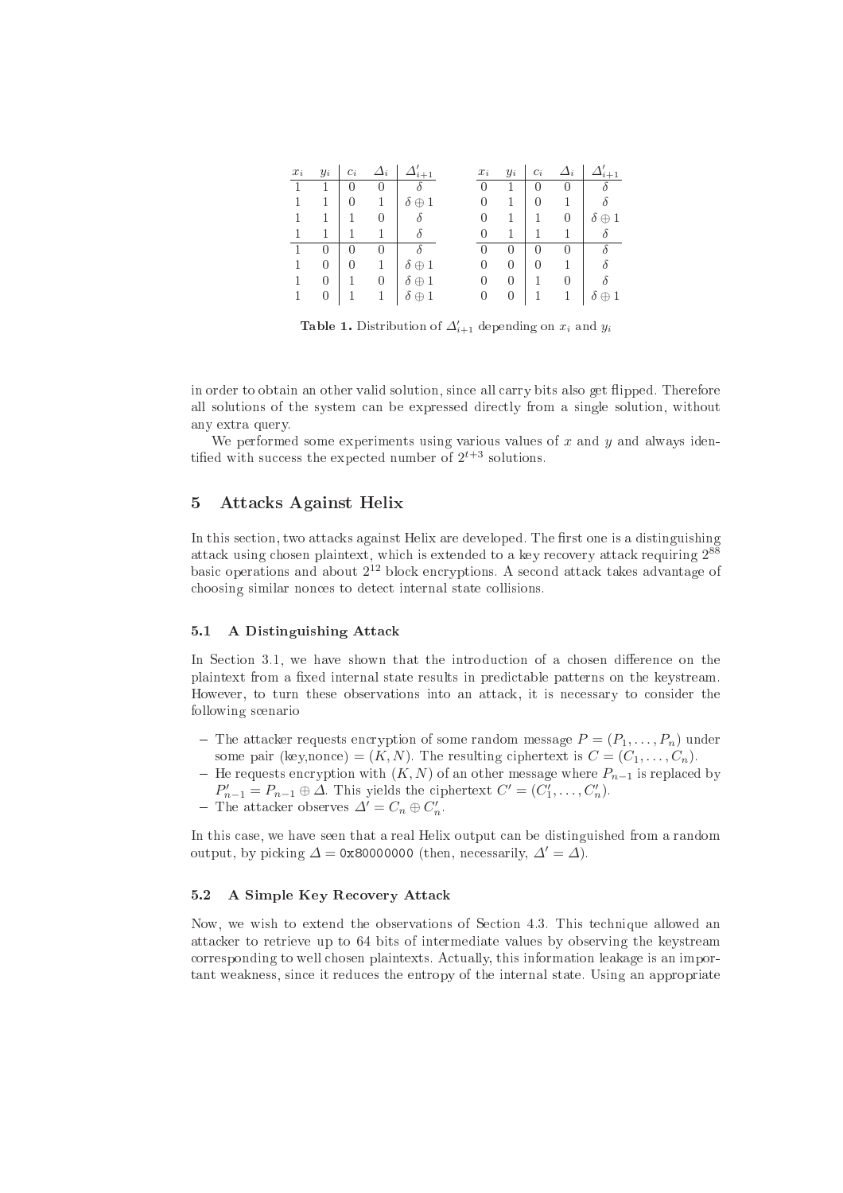| $x_i$ | $y_i$ | $c_i$ | $\Delta_i$ | $\Delta'_{i+1}$ |
|---|---|---|---|---|
| 1 | 1 | 0 | 0 | $\delta$ |
| 1 | 1 | 0 | 1 | $\delta \oplus 1$ |
| 1 | 1 | 1 | 0 | $\delta$ |
| 1 | 1 | 1 | 1 | $\delta$ |
| 1 | 0 | 0 | 0 | $\delta$ |
| 1 | 0 | 0 | 1 | $\delta \oplus 1$ |
| 1 | 0 | 1 | 0 | $\delta \oplus 1$ |
| 1 | 0 | 1 | 1 | $\delta \oplus 1$ |

| $x_i$ | $y_i$ | $c_i$ | $\Delta_i$ | $\Delta'_{i+1}$ |
|---|---|---|---|---|
| 0 | 1 | 0 | 0 | $\delta$ |
| 0 | 1 | 0 | 1 | $\delta$ |
| 0 | 1 | 1 | 0 | $\delta \oplus 1$ |
| 0 | 1 | 1 | 1 | $\delta$ |
| 0 | 0 | 0 | 0 | $\delta$ |
| 0 | 0 | 0 | 1 | $\delta$ |
| 0 | 0 | 1 | 0 | $\delta$ |
| 0 | 0 | 1 | 1 | $\delta \oplus 1$ |

**Table 1.** Distribution of $\Delta'_{i+1}$ depending on $x_i$ and $y_i$

in order to obtain an other valid solution, since all carry bits also get flipped. Therefore all solutions of the system can be expressed directly from a single solution, without any extra query.

We performed some experiments using various values of $x$ and $y$ and always identified with success the expected number of $2^{t+3}$ solutions.

## 5 Attacks Against Helix

In this section, two attacks against Helix are developed. The first one is a distinguishing attack using chosen plaintext, which is extended to a key recovery attack requiring $2^{88}$ basic operations and about $2^{12}$ block encryptions. A second attack takes advantage of choosing similar nonces to detect internal state collisions.

### 5.1 A Distinguishing Attack

In Section 3.1, we have shown that the introduction of a chosen difference on the plaintext from a fixed internal state results in predictable patterns on the keystream. However, to turn these observations into an attack, it is necessary to consider the following scenario

- The attacker requests encryption of some random message $P = (P_1, \ldots, P_n)$ under some pair (key,nonce) $= (K, N)$. The resulting ciphertext is $C = (C_1, \ldots, C_n)$.
- He requests encryption with $(K, N)$ of an other message where $P_{n-1}$ is replaced by $P'_{n-1} = P_{n-1} \oplus \Delta$. This yields the ciphertext $C' = (C'_1, \ldots, C'_n)$.
- The attacker observes $\Delta' = C_n \oplus C'_n$.

In this case, we have seen that a real Helix output can be distinguished from a random output, by picking $\Delta =$ 0x80000000 (then, necessarily, $\Delta' = \Delta$).

### 5.2 A Simple Key Recovery Attack

Now, we wish to extend the observations of Section 4.3. This technique allowed an attacker to retrieve up to 64 bits of intermediate values by observing the keystream corresponding to well chosen plaintexts. Actually, this information leakage is an important weakness, since it reduces the entropy of the internal state. Using an appropriate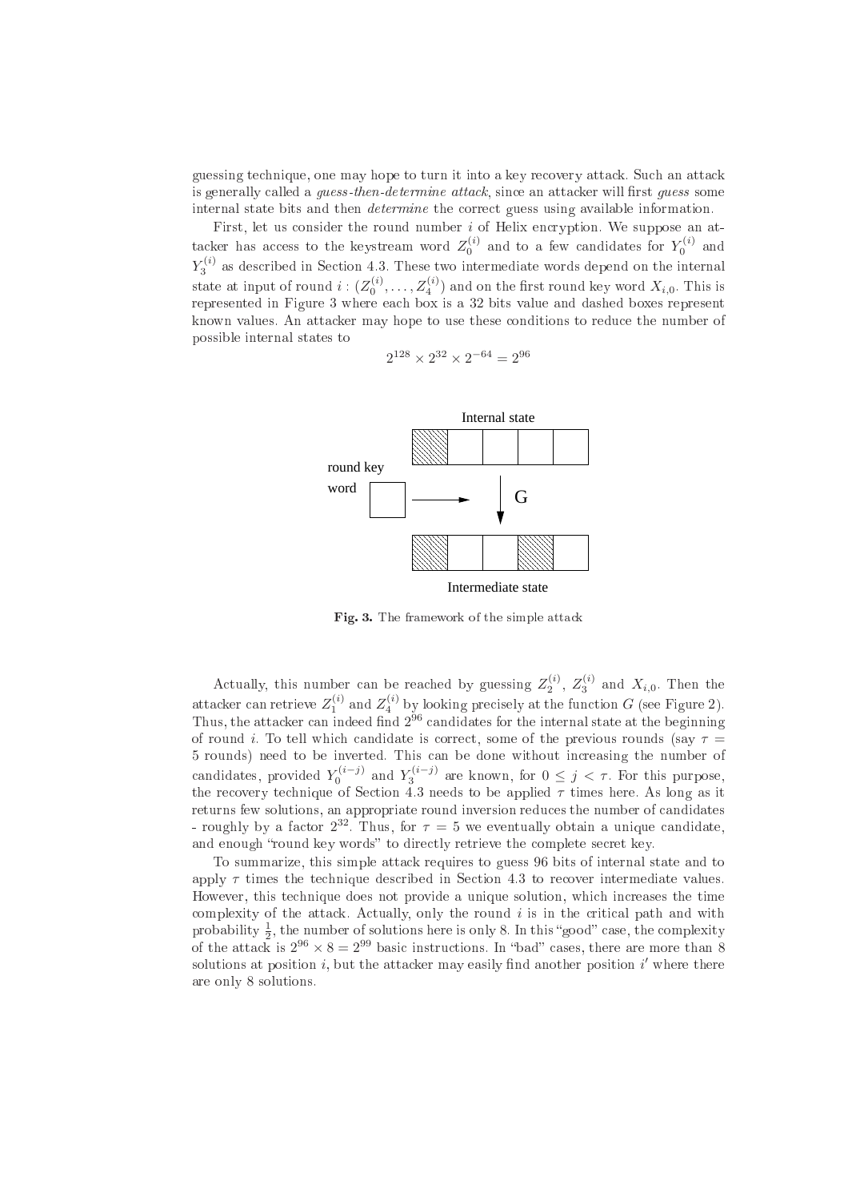guessing technique, one may hope to turn it into a key recovery attack. Such an attack is generally called a *guess-then-determine attack*, since an attacker will first *guess* some internal state bits and then *determine* the correct guess using available information.

First, let us consider the round number $i$ of Helix encryption. We suppose an attacker has access to the keystream word $Z_0^{(i)}$ and to a few candidates for $Y_0^{(i)}$ and $Y_3^{(i)}$ as described in Section 4.3. These two intermediate words depend on the internal state at input of round $i$ : $(Z_0^{(i)}, \ldots, Z_4^{(i)})$ and on the first round key word $X_{i,0}$. This is represented in Figure 3 where each box is a 32 bits value and dashed boxes represent known values. An attacker may hope to use these conditions to reduce the number of possible internal states to

$$2^{128} \times 2^{32} \times 2^{-64} = 2^{96}$$

Internal state

round key word

G

Intermediate state

**Fig. 3.** The framework of the simple attack

Actually, this number can be reached by guessing $Z_2^{(i)}$, $Z_3^{(i)}$ and $X_{i,0}$. Then the attacker can retrieve $Z_1^{(i)}$ and $Z_4^{(i)}$ by looking precisely at the function $G$ (see Figure 2). Thus, the attacker can indeed find $2^{96}$ candidates for the internal state at the beginning of round $i$. To tell which candidate is correct, some of the previous rounds (say $\tau =$ 5 rounds) need to be inverted. This can be done without increasing the number of candidates, provided $Y_0^{(i-j)}$ and $Y_3^{(i-j)}$ are known, for $0 \leq j < \tau$. For this purpose, the recovery technique of Section 4.3 needs to be applied $\tau$ times here. As long as it returns few solutions, an appropriate round inversion reduces the number of candidates - roughly by a factor $2^{32}$. Thus, for $\tau = 5$ we eventually obtain a unique candidate, and enough "round key words" to directly retrieve the complete secret key.

To summarize, this simple attack requires to guess 96 bits of internal state and to apply $\tau$ times the technique described in Section 4.3 to recover intermediate values. However, this technique does not provide a unique solution, which increases the time complexity of the attack. Actually, only the round $i$ is in the critical path and with probability $\frac{1}{2}$, the number of solutions here is only 8. In this "good" case, the complexity of the attack is $2^{96} \times 8 = 2^{99}$ basic instructions. In "bad" cases, there are more than 8 solutions at position $i$, but the attacker may easily find another position $i'$ where there are only 8 solutions.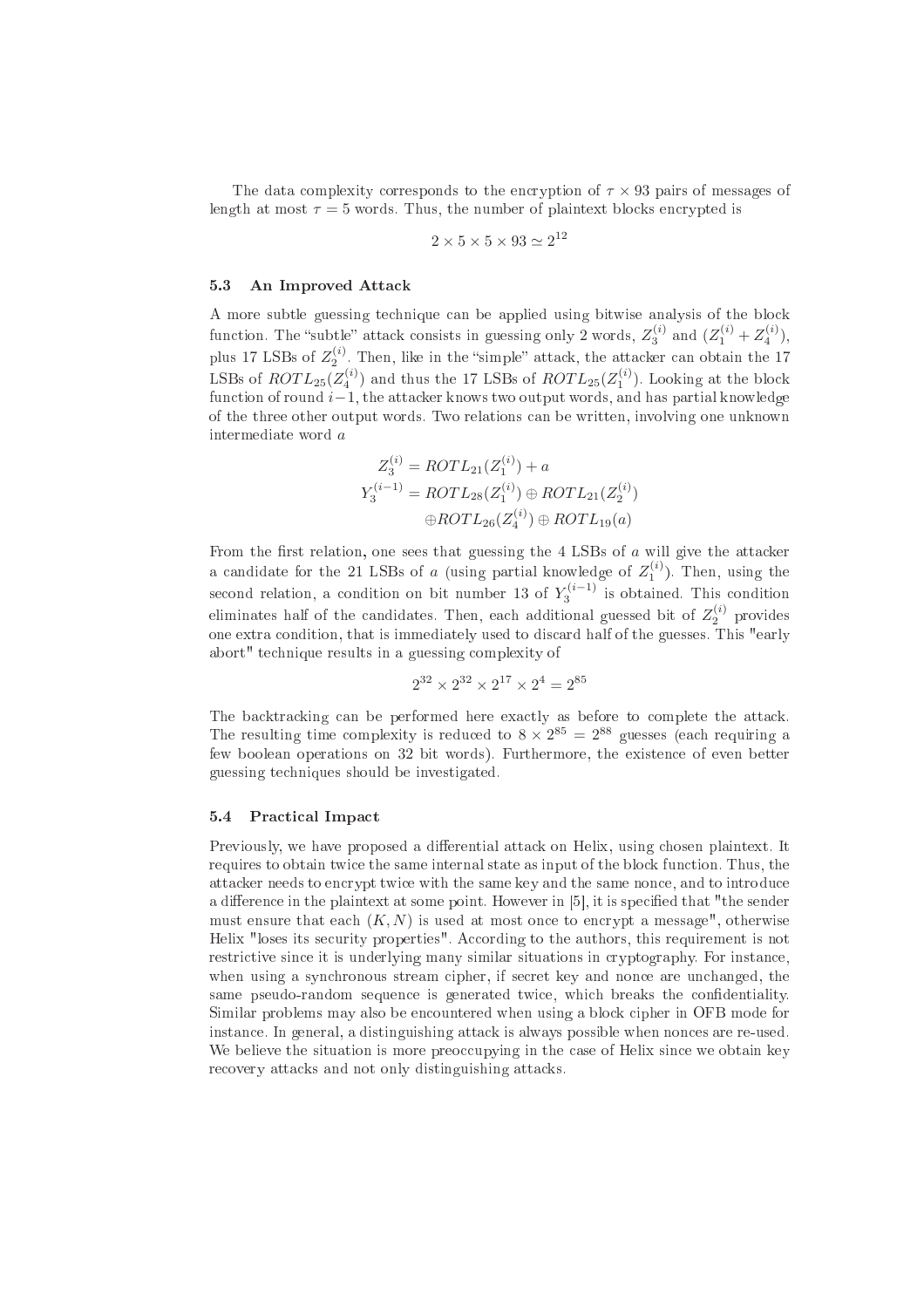The data complexity corresponds to the encryption of $\tau \times 93$ pairs of messages of length at most $\tau = 5$ words. Thus, the number of plaintext blocks encrypted is

$$2 \times 5 \times 5 \times 93 \simeq 2^{12}$$

### 5.3 An Improved Attack

A more subtle guessing technique can be applied using bitwise analysis of the block function. The "subtle" attack consists in guessing only 2 words, $Z_3^{(i)}$ and $(Z_1^{(i)} + Z_4^{(i)})$, plus 17 LSBs of $Z_2^{(i)}$. Then, like in the "simple" attack, the attacker can obtain the 17 LSBs of $ROTL_{25}(Z_4^{(i)})$ and thus the 17 LSBs of $ROTL_{25}(Z_1^{(i)})$. Looking at the block function of round $i-1$, the attacker knows two output words, and has partial knowledge of the three other output words. Two relations can be written, involving one unknown intermediate word $a$

$$\begin{aligned} Z_3^{(i)} &= ROTL_{21}(Z_1^{(i)}) + a \\ Y_3^{(i-1)} &= ROTL_{28}(Z_1^{(i)}) \oplus ROTL_{21}(Z_2^{(i)}) \\ &\quad \oplus ROTL_{26}(Z_4^{(i)}) \oplus ROTL_{19}(a) \end{aligned}$$

From the first relation, one sees that guessing the 4 LSBs of $a$ will give the attacker a candidate for the 21 LSBs of $a$ (using partial knowledge of $Z_1^{(i)}$). Then, using the second relation, a condition on bit number 13 of $Y_3^{(i-1)}$ is obtained. This condition eliminates half of the candidates. Then, each additional guessed bit of $Z_2^{(i)}$ provides one extra condition, that is immediately used to discard half of the guesses. This "early abort" technique results in a guessing complexity of

$$2^{32} \times 2^{32} \times 2^{17} \times 2^4 = 2^{85}$$

The backtracking can be performed here exactly as before to complete the attack. The resulting time complexity is reduced to $8 \times 2^{85} = 2^{88}$ guesses (each requiring a few boolean operations on 32 bit words). Furthermore, the existence of even better guessing techniques should be investigated.

### 5.4 Practical Impact

Previously, we have proposed a differential attack on Helix, using chosen plaintext. It requires to obtain twice the same internal state as input of the block function. Thus, the attacker needs to encrypt twice with the same key and the same nonce, and to introduce a difference in the plaintext at some point. However in [5], it is specified that "the sender must ensure that each $(K, N)$ is used at most once to encrypt a message", otherwise Helix "loses its security properties". According to the authors, this requirement is not restrictive since it is underlying many similar situations in cryptography. For instance, when using a synchronous stream cipher, if secret key and nonce are unchanged, the same pseudo-random sequence is generated twice, which breaks the confidentiality. Similar problems may also be encountered when using a block cipher in OFB mode for instance. In general, a distinguishing attack is always possible when nonces are re-used. We believe the situation is more preoccupying in the case of Helix since we obtain key recovery attacks and not only distinguishing attacks.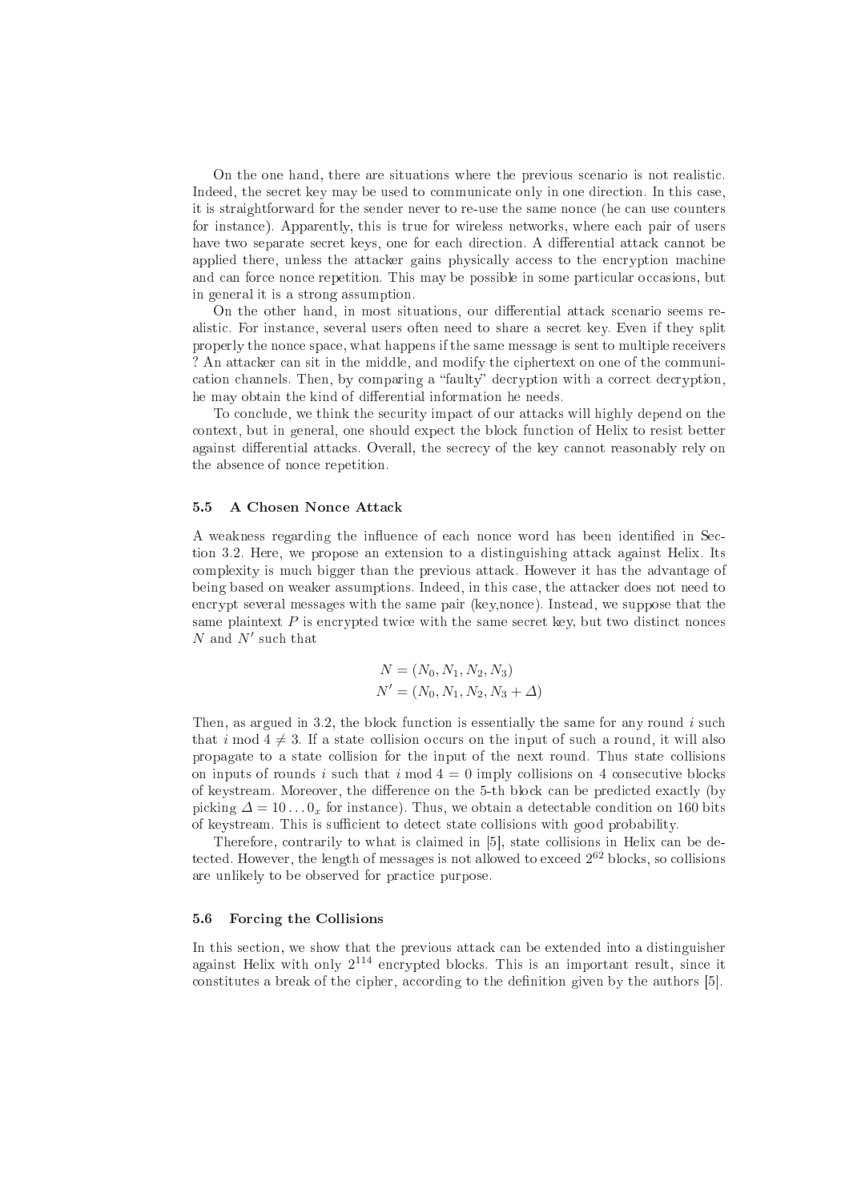On the one hand, there are situations where the previous scenario is not realistic. Indeed, the secret key may be used to communicate only in one direction. In this case, it is straightforward for the sender never to re-use the same nonce (he can use counters for instance). Apparently, this is true for wireless networks, where each pair of users have two separate secret keys, one for each direction. A differential attack cannot be applied there, unless the attacker gains physically access to the encryption machine and can force nonce repetition. This may be possible in some particular occasions, but in general it is a strong assumption.

On the other hand, in most situations, our differential attack scenario seems realistic. For instance, several users often need to share a secret key. Even if they split properly the nonce space, what happens if the same message is sent to multiple receivers ? An attacker can sit in the middle, and modify the ciphertext on one of the communication channels. Then, by comparing a "faulty" decryption with a correct decryption, he may obtain the kind of differential information he needs.

To conclude, we think the security impact of our attacks will highly depend on the context, but in general, one should expect the block function of Helix to resist better against differential attacks. Overall, the secrecy of the key cannot reasonably rely on the absence of nonce repetition.

### 5.5 A Chosen Nonce Attack

A weakness regarding the influence of each nonce word has been identified in Section 3.2. Here, we propose an extension to a distinguishing attack against Helix. Its complexity is much bigger than the previous attack. However it has the advantage of being based on weaker assumptions. Indeed, in this case, the attacker does not need to encrypt several messages with the same pair (key,nonce). Instead, we suppose that the same plaintext $P$ is encrypted twice with the same secret key, but two distinct nonces $N$ and $N'$ such that

$$N = (N_0, N_1, N_2, N_3)$$
$$N' = (N_0, N_1, N_2, N_3 + \Delta)$$

Then, as argued in 3.2, the block function is essentially the same for any round $i$ such that $i \bmod 4 \neq 3$. If a state collision occurs on the input of such a round, it will also propagate to a state collision for the input of the next round. Thus state collisions on inputs of rounds $i$ such that $i \bmod 4 = 0$ imply collisions on 4 consecutive blocks of keystream. Moreover, the difference on the 5-th block can be predicted exactly (by picking $\Delta = 10\ldots0_x$ for instance). Thus, we obtain a detectable condition on 160 bits of keystream. This is sufficient to detect state collisions with good probability.

Therefore, contrarily to what is claimed in [5], state collisions in Helix can be detected. However, the length of messages is not allowed to exceed $2^{62}$ blocks, so collisions are unlikely to be observed for practice purpose.

### 5.6 Forcing the Collisions

In this section, we show that the previous attack can be extended into a distinguisher against Helix with only $2^{114}$ encrypted blocks. This is an important result, since it constitutes a break of the cipher, according to the definition given by the authors [5].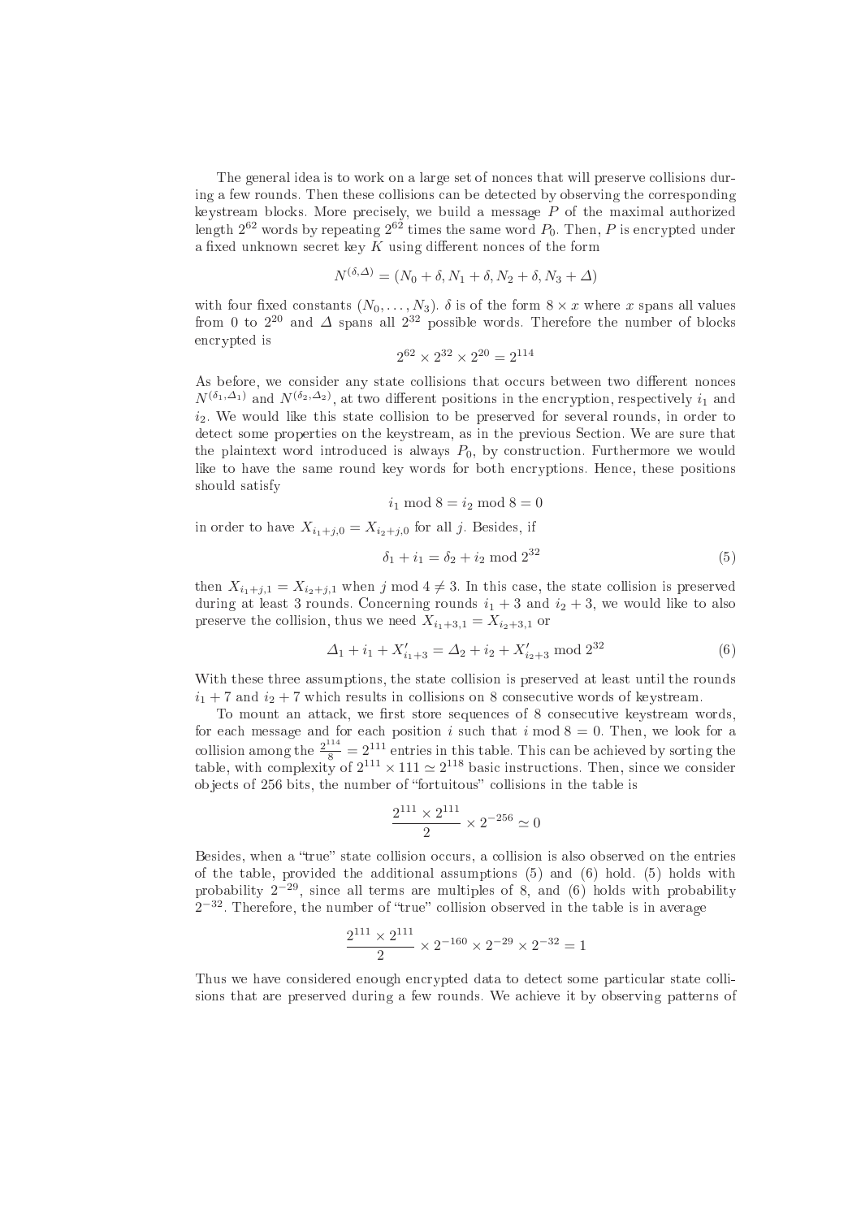The general idea is to work on a large set of nonces that will preserve collisions during a few rounds. Then these collisions can be detected by observing the corresponding keystream blocks. More precisely, we build a message $P$ of the maximal authorized length $2^{62}$ words by repeating $2^{62}$ times the same word $P_0$. Then, $P$ is encrypted under a fixed unknown secret key $K$ using different nonces of the form

$$N^{(\delta,\Delta)} = (N_0 + \delta, N_1 + \delta, N_2 + \delta, N_3 + \Delta)$$

with four fixed constants $(N_0, \ldots, N_3)$. $\delta$ is of the form $8 \times x$ where $x$ spans all values from 0 to $2^{20}$ and $\Delta$ spans all $2^{32}$ possible words. Therefore the number of blocks encrypted is

$$2^{62} \times 2^{32} \times 2^{20} = 2^{114}$$

As before, we consider any state collisions that occurs between two different nonces $N^{(\delta_1,\Delta_1)}$ and $N^{(\delta_2,\Delta_2)}$, at two different positions in the encryption, respectively $i_1$ and $i_2$. We would like this state collision to be preserved for several rounds, in order to detect some properties on the keystream, as in the previous Section. We are sure that the plaintext word introduced is always $P_0$, by construction. Furthermore we would like to have the same round key words for both encryptions. Hence, these positions should satisfy

$$i_1 \bmod 8 = i_2 \bmod 8 = 0$$

in order to have $X_{i_1+j,0} = X_{i_2+j,0}$ for all $j$. Besides, if

$$\delta_1 + i_1 = \delta_2 + i_2 \bmod 2^{32} \tag{5}$$

then $X_{i_1+j,1} = X_{i_2+j,1}$ when $j \bmod 4 \neq 3$. In this case, the state collision is preserved during at least 3 rounds. Concerning rounds $i_1 + 3$ and $i_2 + 3$, we would like to also preserve the collision, thus we need $X_{i_1+3,1} = X_{i_2+3,1}$ or

$$\Delta_1 + i_1 + X'_{i_1+3} = \Delta_2 + i_2 + X'_{i_2+3} \bmod 2^{32} \tag{6}$$

With these three assumptions, the state collision is preserved at least until the rounds $i_1 + 7$ and $i_2 + 7$ which results in collisions on 8 consecutive words of keystream.

To mount an attack, we first store sequences of 8 consecutive keystream words, for each message and for each position $i$ such that $i \bmod 8 = 0$. Then, we look for a collision among the $\frac{2^{114}}{8} = 2^{111}$ entries in this table. This can be achieved by sorting the table, with complexity of $2^{111} \times 111 \simeq 2^{118}$ basic instructions. Then, since we consider objects of 256 bits, the number of "fortuitous" collisions in the table is

$$\frac{2^{111} \times 2^{111}}{2} \times 2^{-256} \simeq 0$$

Besides, when a "true" state collision occurs, a collision is also observed on the entries of the table, provided the additional assumptions (5) and (6) hold. (5) holds with probability $2^{-29}$, since all terms are multiples of 8, and (6) holds with probability $2^{-32}$. Therefore, the number of "true" collision observed in the table is in average

$$\frac{2^{111} \times 2^{111}}{2} \times 2^{-160} \times 2^{-29} \times 2^{-32} = 1$$

Thus we have considered enough encrypted data to detect some particular state collisions that are preserved during a few rounds. We achieve it by observing patterns of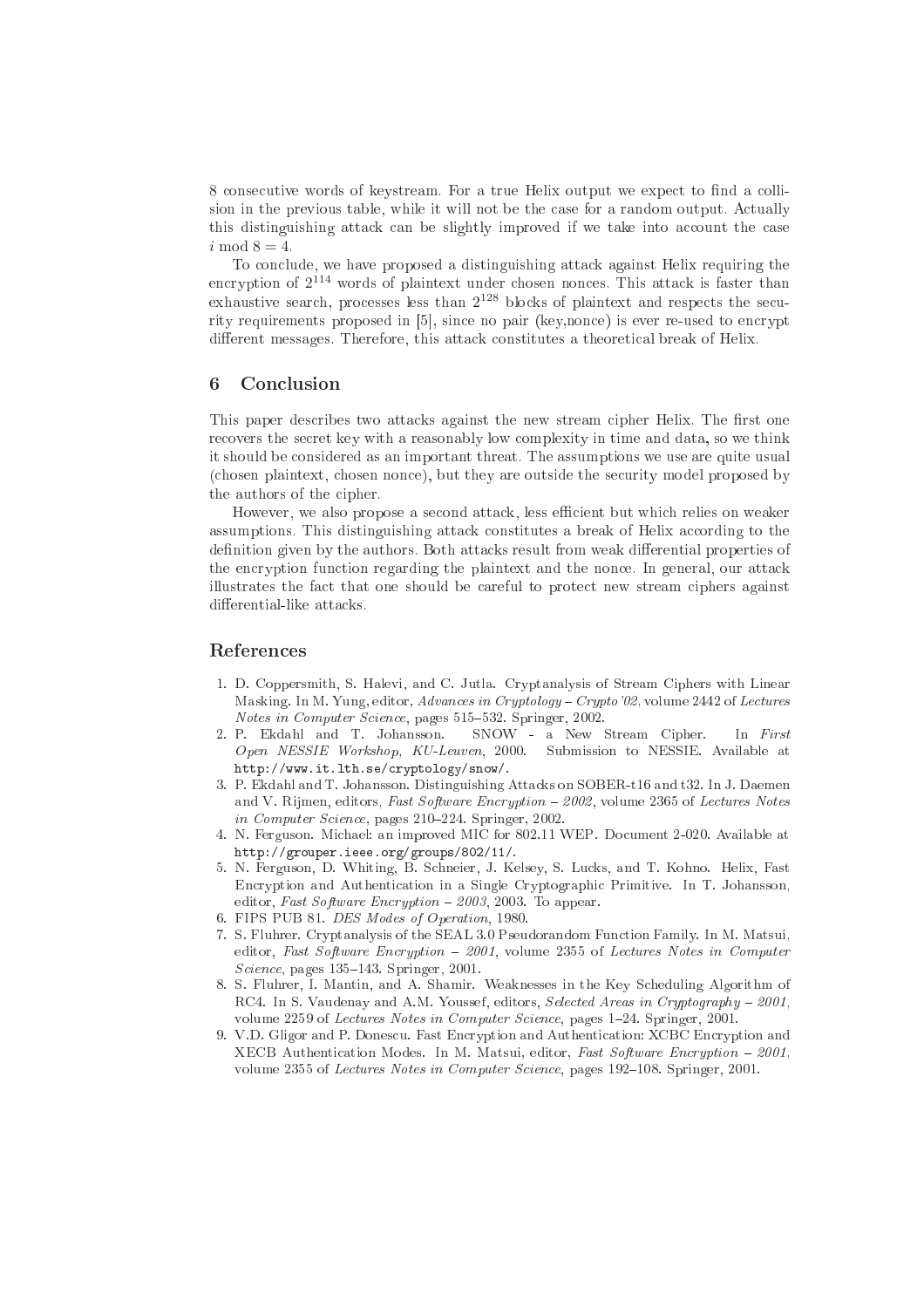8 consecutive words of keystream. For a true Helix output we expect to find a collision in the previous table, while it will not be the case for a random output. Actually this distinguishing attack can be slightly improved if we take into account the case $i \bmod 8 = 4$.

To conclude, we have proposed a distinguishing attack against Helix requiring the encryption of $2^{114}$ words of plaintext under chosen nonces. This attack is faster than exhaustive search, processes less than $2^{128}$ blocks of plaintext and respects the security requirements proposed in [5], since no pair (key,nonce) is ever re-used to encrypt different messages. Therefore, this attack constitutes a theoretical break of Helix.

## 6 Conclusion

This paper describes two attacks against the new stream cipher Helix. The first one recovers the secret key with a reasonably low complexity in time and data, so we think it should be considered as an important threat. The assumptions we use are quite usual (chosen plaintext, chosen nonce), but they are outside the security model proposed by the authors of the cipher.

However, we also propose a second attack, less efficient but which relies on weaker assumptions. This distinguishing attack constitutes a break of Helix according to the definition given by the authors. Both attacks result from weak differential properties of the encryption function regarding the plaintext and the nonce. In general, our attack illustrates the fact that one should be careful to protect new stream ciphers against differential-like attacks.

## References

1. D. Coppersmith, S. Halevi, and C. Jutla. Cryptanalysis of Stream Ciphers with Linear Masking. In M. Yung, editor, *Advances in Cryptology – Crypto '02*, volume 2442 of *Lectures Notes in Computer Science*, pages 515–532. Springer, 2002.
2. P. Ekdahl and T. Johansson. SNOW - a New Stream Cipher. In *First Open NESSIE Workshop, KU-Leuven*, 2000. Submission to NESSIE. Available at `http://www.it.lth.se/cryptology/snow/`.
3. P. Ekdahl and T. Johansson. Distinguishing Attacks on SOBER-t16 and t32. In J. Daemen and V. Rijmen, editors, *Fast Software Encryption – 2002*, volume 2365 of *Lectures Notes in Computer Science*, pages 210–224. Springer, 2002.
4. N. Ferguson. Michael: an improved MIC for 802.11 WEP. Document 2-020. Available at `http://grouper.ieee.org/groups/802/11/`.
5. N. Ferguson, D. Whiting, B. Schneier, J. Kelsey, S. Lucks, and T. Kohno. Helix, Fast Encryption and Authentication in a Single Cryptographic Primitive. In T. Johansson, editor, *Fast Software Encryption – 2003*, 2003. To appear.
6. FIPS PUB 81. *DES Modes of Operation*, 1980.
7. S. Fluhrer. Cryptanalysis of the SEAL 3.0 Pseudorandom Function Family. In M. Matsui, editor, *Fast Software Encryption – 2001*, volume 2355 of *Lectures Notes in Computer Science*, pages 135–143. Springer, 2001.
8. S. Fluhrer, I. Mantin, and A. Shamir. Weaknesses in the Key Scheduling Algorithm of RC4. In S. Vaudenay and A.M. Youssef, editors, *Selected Areas in Cryptography – 2001*, volume 2259 of *Lectures Notes in Computer Science*, pages 1–24. Springer, 2001.
9. V.D. Gligor and P. Donescu. Fast Encryption and Authentication: XCBC Encryption and XECB Authentication Modes. In M. Matsui, editor, *Fast Software Encryption – 2001*, volume 2355 of *Lectures Notes in Computer Science*, pages 192–108. Springer, 2001.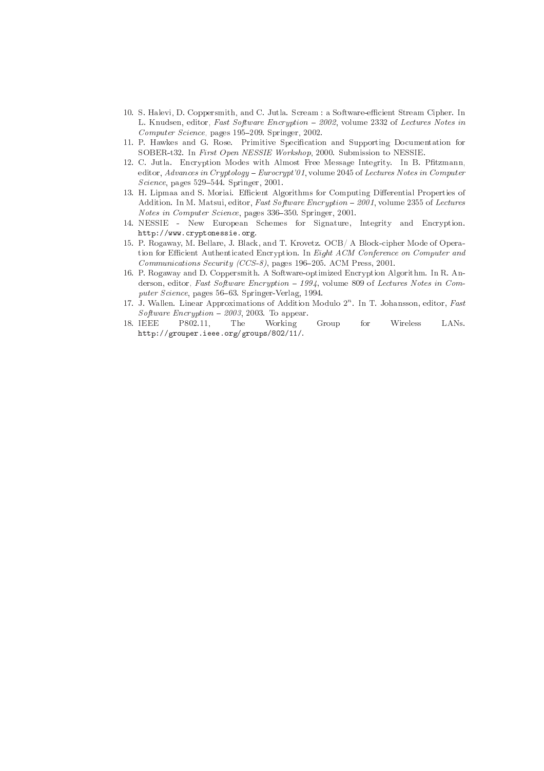10. S. Halevi, D. Coppersmith, and C. Jutla. Scream : a Software-efficient Stream Cipher. In L. Knudsen, editor, *Fast Software Encryption – 2002*, volume 2332 of *Lectures Notes in Computer Science*, pages 195–209. Springer, 2002.
11. P. Hawkes and G. Rose. Primitive Specification and Supporting Documentation for SOBER-t32. In *First Open NESSIE Workshop*, 2000. Submission to NESSIE.
12. C. Jutla. Encryption Modes with Almost Free Message Integrity. In B. Pfitzmann, editor, *Advances in Cryptology – Eurocrypt'01*, volume 2045 of *Lectures Notes in Computer Science*, pages 529–544. Springer, 2001.
13. H. Lipmaa and S. Moriai. Efficient Algorithms for Computing Differential Properties of Addition. In M. Matsui, editor, *Fast Software Encryption – 2001*, volume 2355 of *Lectures Notes in Computer Science*, pages 336–350. Springer, 2001.
14. NESSIE - New European Schemes for Signature, Integrity and Encryption. `http://www.cryptonessie.org`.
15. P. Rogaway, M. Bellare, J. Black, and T. Krovetz. OCB/ A Block-cipher Mode of Operation for Efficient Authenticated Encryption. In *Eight ACM Conference on Computer and Communications Security (CCS-8)*, pages 196–205. ACM Press, 2001.
16. P. Rogaway and D. Coppersmith. A Software-optimized Encryption Algorithm. In R. Anderson, editor, *Fast Software Encryption – 1994*, volume 809 of *Lectures Notes in Computer Science*, pages 56–63. Springer-Verlag, 1994.
17. J. Wallen. Linear Approximations of Addition Modulo $2^n$. In T. Johansson, editor, *Fast Software Encryption – 2003*, 2003. To appear.
18. IEEE P802.11, The Working Group for Wireless LANs. `http://grouper.ieee.org/groups/802/11/`.